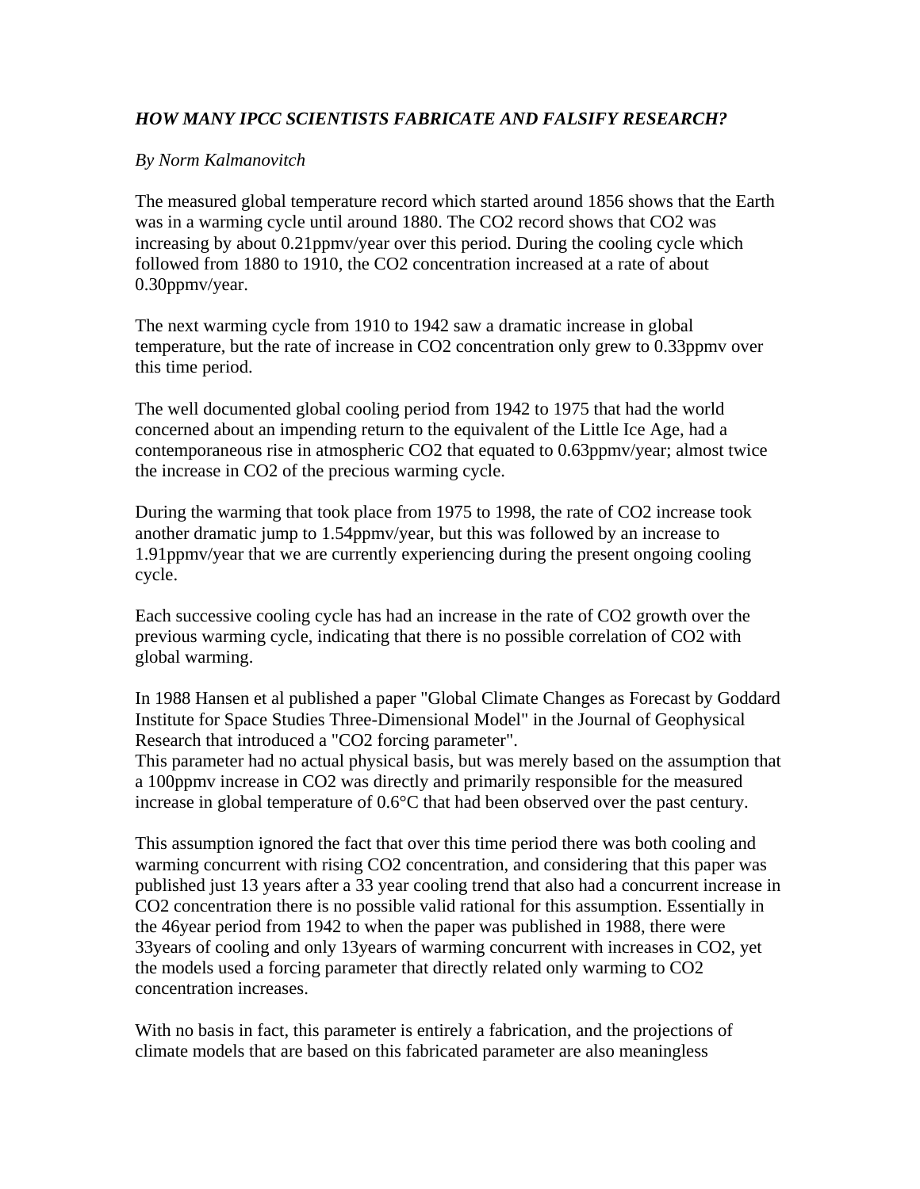***HOW MANY IPCC SCIENTISTS FABRICATE AND FALSIFY RESEARCH?***

*By Norm Kalmanovitch*

The measured global temperature record which started around 1856 shows that the Earth was in a warming cycle until around 1880. The $CO_2$ record shows that $CO_2$ was increasing by about 0.21ppmv/year over this period. During the cooling cycle which followed from 1880 to 1910, the $CO_2$ concentration increased at a rate of about 0.30ppmv/year.

The next warming cycle from 1910 to 1942 saw a dramatic increase in global temperature, but the rate of increase in $CO_2$ concentration only grew to 0.33ppmv over this time period.

The well documented global cooling period from 1942 to 1975 that had the world concerned about an impending return to the equivalent of the Little Ice Age, had a contemporaneous rise in atmospheric $CO_2$ that equated to 0.63ppmv/year; almost twice the increase in $CO_2$ of the precious warming cycle.

During the warming that took place from 1975 to 1998, the rate of $CO_2$ increase took another dramatic jump to 1.54ppmv/year, but this was followed by an increase to 1.91ppmv/year that we are currently experiencing during the present ongoing cooling cycle.

Each successive cooling cycle has had an increase in the rate of $CO_2$ growth over the previous warming cycle, indicating that there is no possible correlation of $CO_2$ with global warming.

In 1988 Hansen et al published a paper "Global Climate Changes as Forecast by Goddard Institute for Space Studies Three-Dimensional Model" in the Journal of Geophysical Research that introduced a "$CO_2$ forcing parameter".
This parameter had no actual physical basis, but was merely based on the assumption that a 100ppmv increase in $CO_2$ was directly and primarily responsible for the measured increase in global temperature of 0.6°C that had been observed over the past century.

This assumption ignored the fact that over this time period there was both cooling and warming concurrent with rising $CO_2$ concentration, and considering that this paper was published just 13 years after a 33 year cooling trend that also had a concurrent increase in $CO_2$ concentration there is no possible valid rational for this assumption. Essentially in the 46year period from 1942 to when the paper was published in 1988, there were 33years of cooling and only 13years of warming concurrent with increases in $CO_2$, yet the models used a forcing parameter that directly related only warming to $CO_2$ concentration increases.

With no basis in fact, this parameter is entirely a fabrication, and the projections of climate models that are based on this fabricated parameter are also meaningless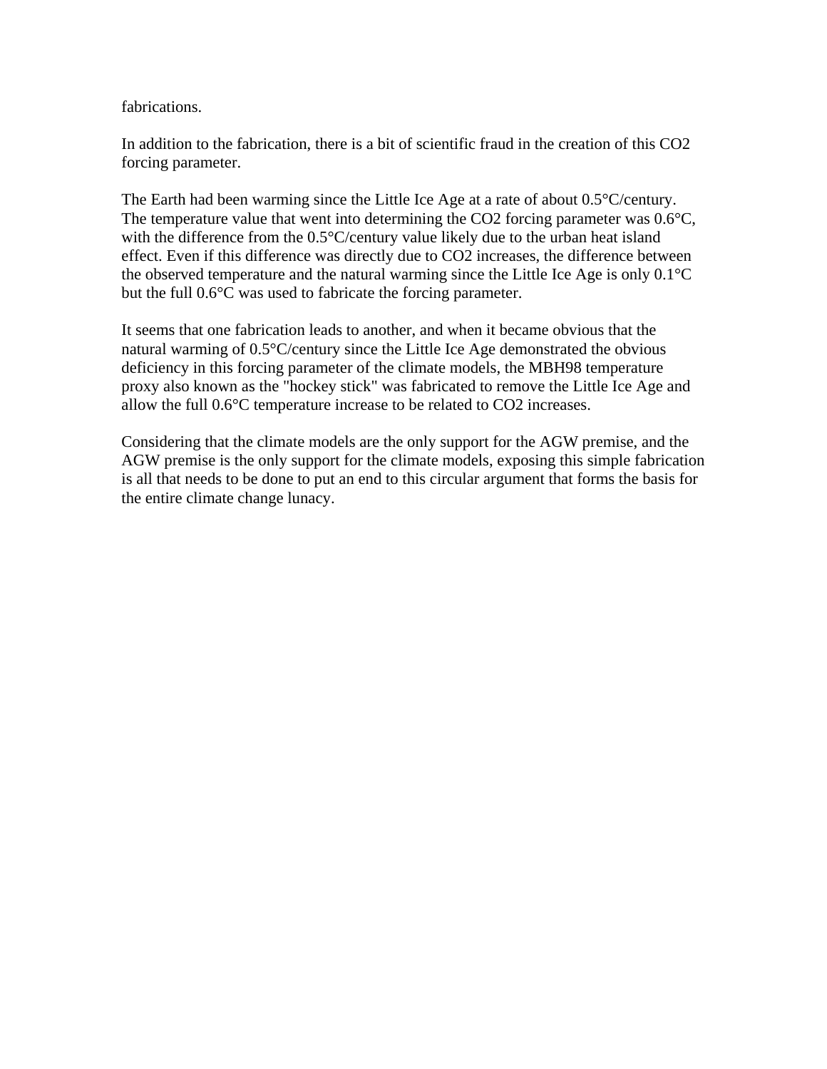fabrications.

In addition to the fabrication, there is a bit of scientific fraud in the creation of this $CO_2$ forcing parameter.

The Earth had been warming since the Little Ice Age at a rate of about 0.5°C/century. The temperature value that went into determining the $CO_2$ forcing parameter was 0.6°C, with the difference from the 0.5°C/century value likely due to the urban heat island effect. Even if this difference was directly due to $CO_2$ increases, the difference between the observed temperature and the natural warming since the Little Ice Age is only 0.1°C but the full 0.6°C was used to fabricate the forcing parameter.

It seems that one fabrication leads to another, and when it became obvious that the natural warming of 0.5°C/century since the Little Ice Age demonstrated the obvious deficiency in this forcing parameter of the climate models, the MBH98 temperature proxy also known as the "hockey stick" was fabricated to remove the Little Ice Age and allow the full 0.6°C temperature increase to be related to $CO_2$ increases.

Considering that the climate models are the only support for the AGW premise, and the AGW premise is the only support for the climate models, exposing this simple fabrication is all that needs to be done to put an end to this circular argument that forms the basis for the entire climate change lunacy.